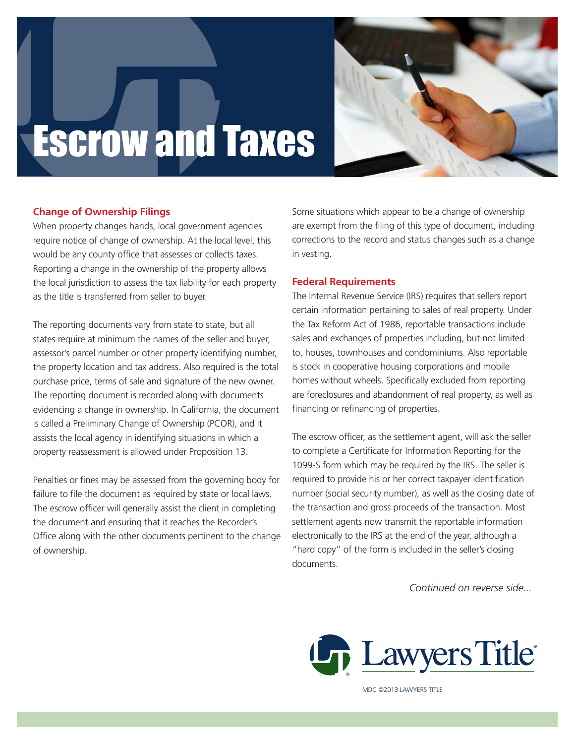# Escrow and Taxes

## Change of Ownership Filings

When property changes hands, local government agencies require notice of change of ownership. At the local level, this would be any county office that assesses or collects taxes. Reporting a change in the ownership of the property allows the local jurisdiction to assess the tax liability for each property as the title is transferred from seller to buyer.

The reporting documents vary from state to state, but all states require at minimum the names of the seller and buyer, assessor's parcel number or other property identifying number, the property location and tax address. Also required is the total purchase price, terms of sale and signature of the new owner. The reporting document is recorded along with documents evidencing a change in ownership. In California, the document is called a Preliminary Change of Ownership (PCOR), and it assists the local agency in identifying situations in which a property reassessment is allowed under Proposition 13.

Penalties or fines may be assessed from the governing body for failure to file the document as required by state or local laws. The escrow officer will generally assist the client in completing the document and ensuring that it reaches the Recorder's Office along with the other documents pertinent to the change of ownership.

Some situations which appear to be a change of ownership are exempt from the filing of this type of document, including corrections to the record and status changes such as a change in vesting.

## Federal Requirements

The Internal Revenue Service (IRS) requires that sellers report certain information pertaining to sales of real property. Under the Tax Reform Act of 1986, reportable transactions include sales and exchanges of properties including, but not limited to, houses, townhouses and condominiums. Also reportable is stock in cooperative housing corporations and mobile homes without wheels. Specifically excluded from reporting are foreclosures and abandonment of real property, as well as financing or refinancing of properties.

The escrow officer, as the settlement agent, will ask the seller to complete a Certificate for Information Reporting for the 1099-S form which may be required by the IRS. The seller is required to provide his or her correct taxpayer identification number (social security number), as well as the closing date of the transaction and gross proceeds of the transaction. Most settlement agents now transmit the reportable information electronically to the IRS at the end of the year, although a "hard copy" of the form is included in the seller's closing documents.

*Continued on reverse side...*

Lawyers Title

MDC ©2013 LAWYERS TITLE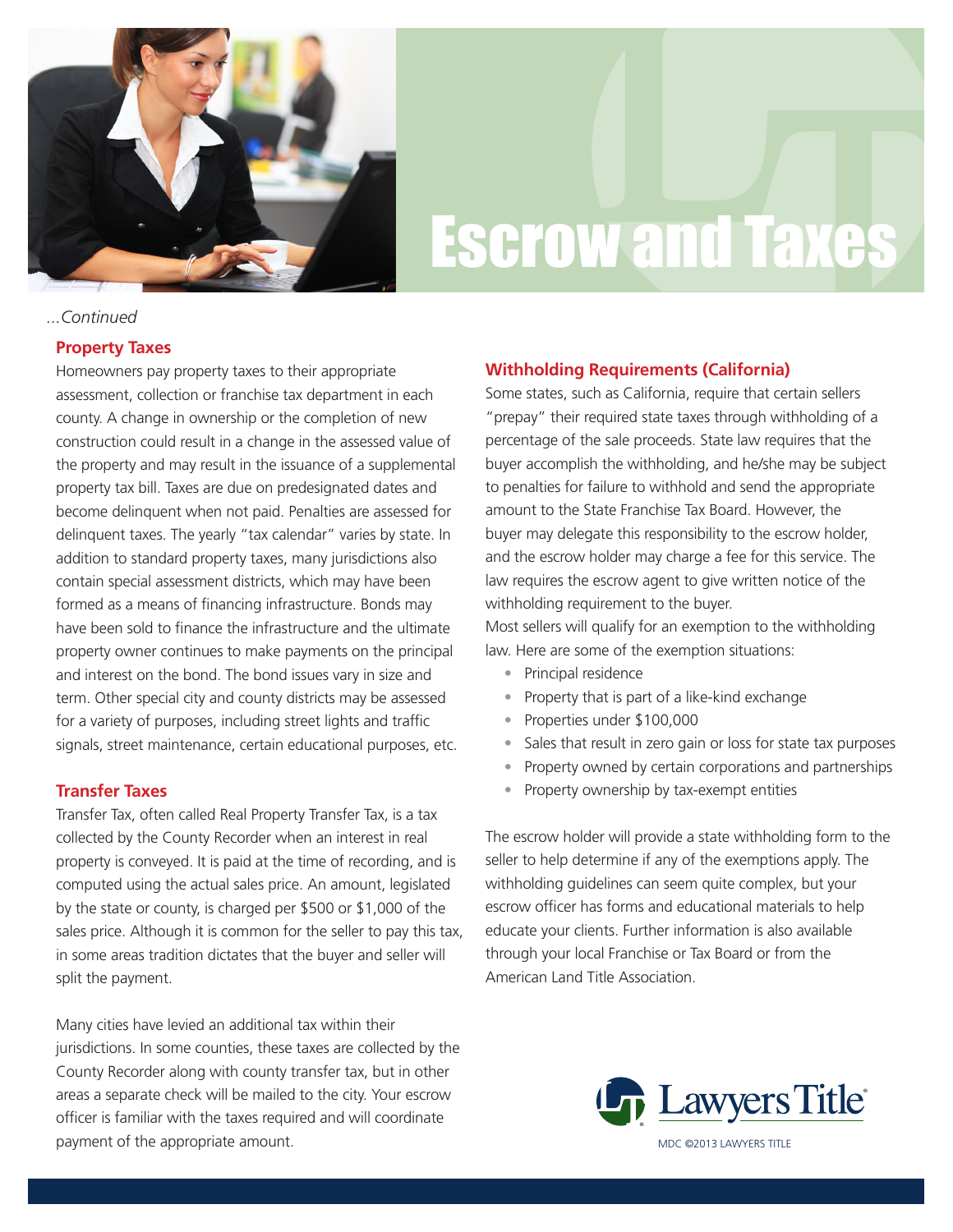# Escrow and Taxes

*...Continued*

## Property Taxes

Homeowners pay property taxes to their appropriate assessment, collection or franchise tax department in each county. A change in ownership or the completion of new construction could result in a change in the assessed value of the property and may result in the issuance of a supplemental property tax bill. Taxes are due on predesignated dates and become delinquent when not paid. Penalties are assessed for delinquent taxes. The yearly "tax calendar" varies by state. In addition to standard property taxes, many jurisdictions also contain special assessment districts, which may have been formed as a means of financing infrastructure. Bonds may have been sold to finance the infrastructure and the ultimate property owner continues to make payments on the principal and interest on the bond. The bond issues vary in size and term. Other special city and county districts may be assessed for a variety of purposes, including street lights and traffic signals, street maintenance, certain educational purposes, etc.

## Transfer Taxes

Transfer Tax, often called Real Property Transfer Tax, is a tax collected by the County Recorder when an interest in real property is conveyed. It is paid at the time of recording, and is computed using the actual sales price. An amount, legislated by the state or county, is charged per $500 or $1,000 of the sales price. Although it is common for the seller to pay this tax, in some areas tradition dictates that the buyer and seller will split the payment.

Many cities have levied an additional tax within their jurisdictions. In some counties, these taxes are collected by the County Recorder along with county transfer tax, but in other areas a separate check will be mailed to the city. Your escrow officer is familiar with the taxes required and will coordinate payment of the appropriate amount.

## Withholding Requirements (California)

Some states, such as California, require that certain sellers "prepay" their required state taxes through withholding of a percentage of the sale proceeds. State law requires that the buyer accomplish the withholding, and he/she may be subject to penalties for failure to withhold and send the appropriate amount to the State Franchise Tax Board. However, the buyer may delegate this responsibility to the escrow holder, and the escrow holder may charge a fee for this service. The law requires the escrow agent to give written notice of the withholding requirement to the buyer.

Most sellers will qualify for an exemption to the withholding law. Here are some of the exemption situations:

- Principal residence
- Property that is part of a like-kind exchange
- Properties under $100,000
- Sales that result in zero gain or loss for state tax purposes
- Property owned by certain corporations and partnerships
- Property ownership by tax-exempt entities

The escrow holder will provide a state withholding form to the seller to help determine if any of the exemptions apply. The withholding guidelines can seem quite complex, but your escrow officer has forms and educational materials to help educate your clients. Further information is also available through your local Franchise or Tax Board or from the American Land Title Association.

Lawyers Title

MDC ©2013 LAWYERS TITLE